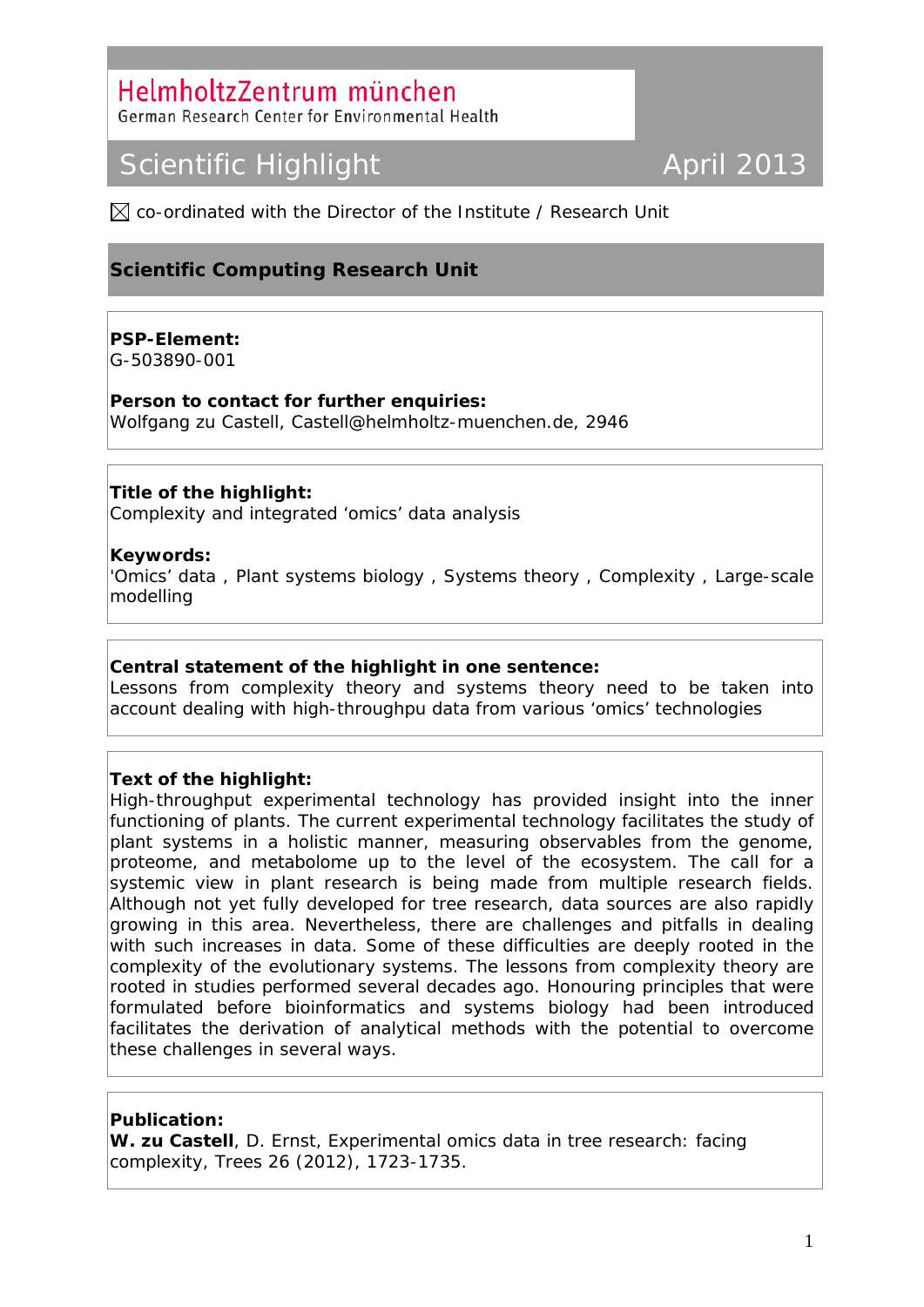HelmholtzZentrum münchen

German Research Center for Environmental Health

# Scientific Highlight April 2013

☒ co-ordinated with the Director of the Institute / Research Unit

## Scientific Computing Research Unit

**PSP-Element:**
G-503890-001

**Person to contact for further enquiries:**
Wolfgang zu Castell, Castell@helmholtz-muenchen.de, 2946

**Title of the highlight:**
Complexity and integrated 'omics' data analysis

**Keywords:**
'Omics' data , Plant systems biology , Systems theory , Complexity , Large-scale modelling

**Central statement of the highlight in one sentence:**
Lessons from complexity theory and systems theory need to be taken into account dealing with high-throughpu data from various 'omics' technologies

**Text of the highlight:**
High-throughput experimental technology has provided insight into the inner functioning of plants. The current experimental technology facilitates the study of plant systems in a holistic manner, measuring observables from the genome, proteome, and metabolome up to the level of the ecosystem. The call for a systemic view in plant research is being made from multiple research fields. Although not yet fully developed for tree research, data sources are also rapidly growing in this area. Nevertheless, there are challenges and pitfalls in dealing with such increases in data. Some of these difficulties are deeply rooted in the complexity of the evolutionary systems. The lessons from complexity theory are rooted in studies performed several decades ago. Honouring principles that were formulated before bioinformatics and systems biology had been introduced facilitates the derivation of analytical methods with the potential to overcome these challenges in several ways.

**Publication:**
**W. zu Castell**, D. Ernst, Experimental omics data in tree research: facing complexity, Trees 26 (2012), 1723-1735.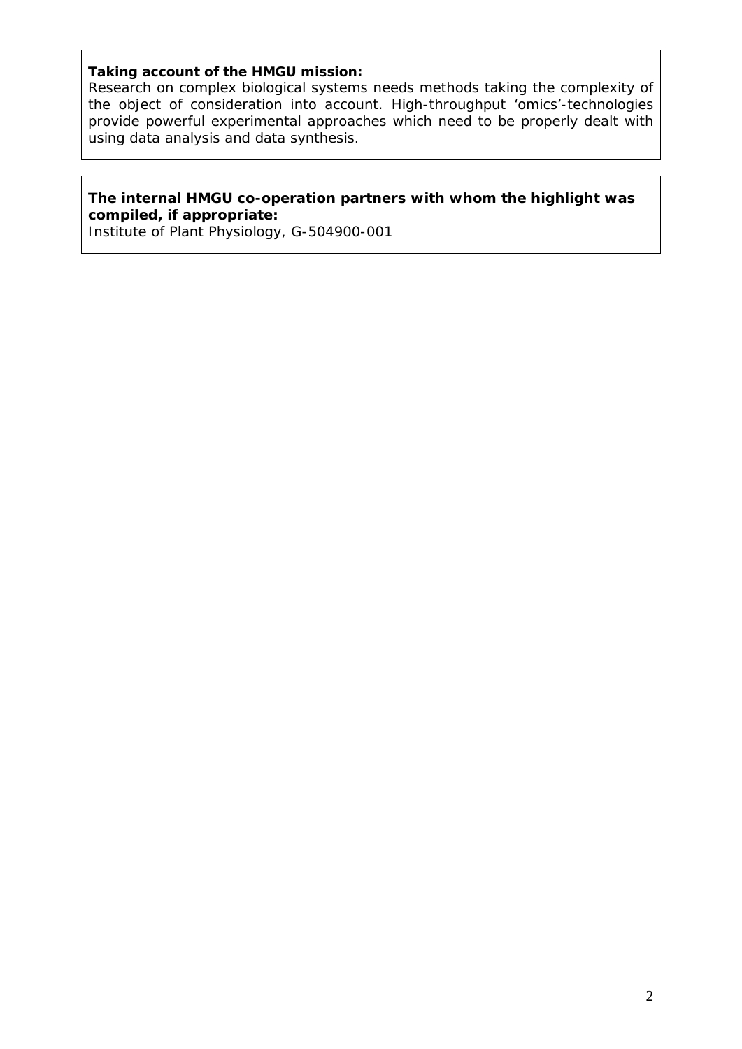**Taking account of the HMGU mission:**
Research on complex biological systems needs methods taking the complexity of the object of consideration into account. High-throughput 'omics'-technologies provide powerful experimental approaches which need to be properly dealt with using data analysis and data synthesis.

**The internal HMGU co-operation partners with whom the highlight was compiled, if appropriate:**
Institute of Plant Physiology, G-504900-001